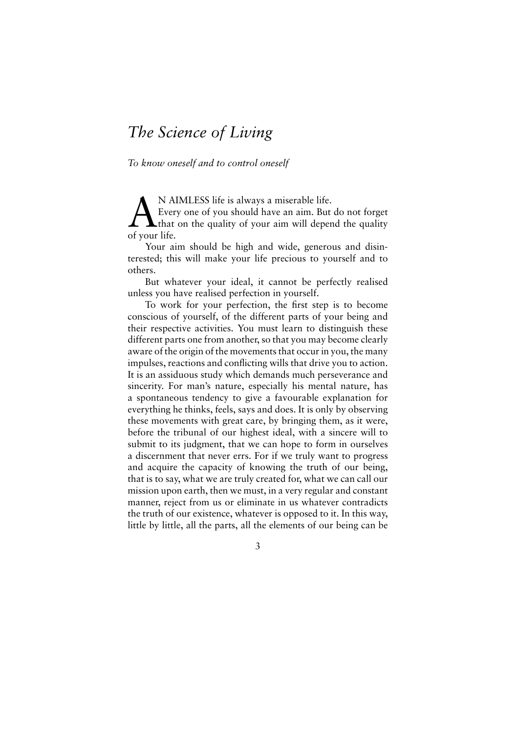# *The Science of Living*

*To know oneself and to control oneself*

AN AIMLESS life is always a miserable life.

Every one of you should have an aim. But do not forget that on the quality of your aim will depend the quality of your life.

Your aim should be high and wide, generous and disinterested; this will make your life precious to yourself and to others.

But whatever your ideal, it cannot be perfectly realised unless you have realised perfection in yourself.

To work for your perfection, the first step is to become conscious of yourself, of the different parts of your being and their respective activities. You must learn to distinguish these different parts one from another, so that you may become clearly aware of the origin of the movements that occur in you, the many impulses, reactions and conflicting wills that drive you to action. It is an assiduous study which demands much perseverance and sincerity. For man's nature, especially his mental nature, has a spontaneous tendency to give a favourable explanation for everything he thinks, feels, says and does. It is only by observing these movements with great care, by bringing them, as it were, before the tribunal of our highest ideal, with a sincere will to submit to its judgment, that we can hope to form in ourselves a discernment that never errs. For if we truly want to progress and acquire the capacity of knowing the truth of our being, that is to say, what we are truly created for, what we can call our mission upon earth, then we must, in a very regular and constant manner, reject from us or eliminate in us whatever contradicts the truth of our existence, whatever is opposed to it. In this way, little by little, all the parts, all the elements of our being can be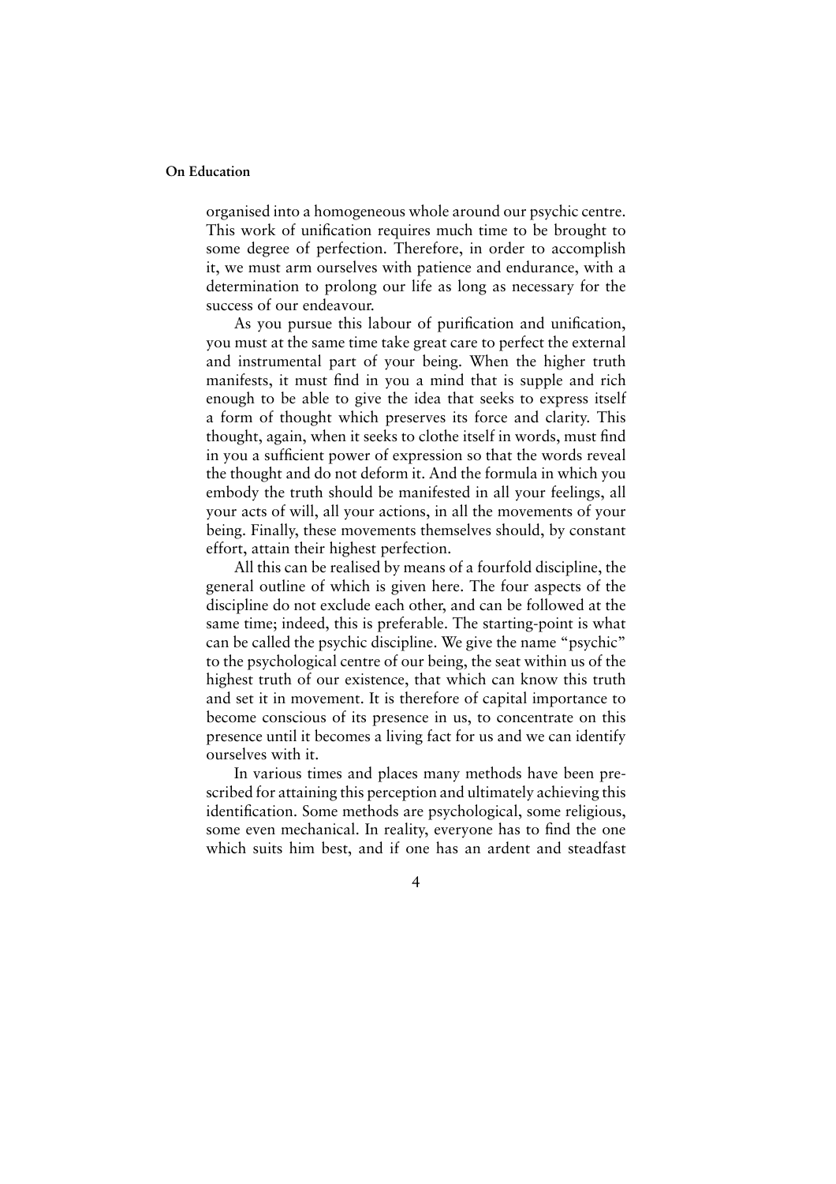organised into a homogeneous whole around our psychic centre. This work of unification requires much time to be brought to some degree of perfection. Therefore, in order to accomplish it, we must arm ourselves with patience and endurance, with a determination to prolong our life as long as necessary for the success of our endeavour.

As you pursue this labour of purification and unification, you must at the same time take great care to perfect the external and instrumental part of your being. When the higher truth manifests, it must find in you a mind that is supple and rich enough to be able to give the idea that seeks to express itself a form of thought which preserves its force and clarity. This thought, again, when it seeks to clothe itself in words, must find in you a sufficient power of expression so that the words reveal the thought and do not deform it. And the formula in which you embody the truth should be manifested in all your feelings, all your acts of will, all your actions, in all the movements of your being. Finally, these movements themselves should, by constant effort, attain their highest perfection.

All this can be realised by means of a fourfold discipline, the general outline of which is given here. The four aspects of the discipline do not exclude each other, and can be followed at the same time; indeed, this is preferable. The starting-point is what can be called the psychic discipline. We give the name "psychic" to the psychological centre of our being, the seat within us of the highest truth of our existence, that which can know this truth and set it in movement. It is therefore of capital importance to become conscious of its presence in us, to concentrate on this presence until it becomes a living fact for us and we can identify ourselves with it.

In various times and places many methods have been prescribed for attaining this perception and ultimately achieving this identification. Some methods are psychological, some religious, some even mechanical. In reality, everyone has to find the one which suits him best, and if one has an ardent and steadfast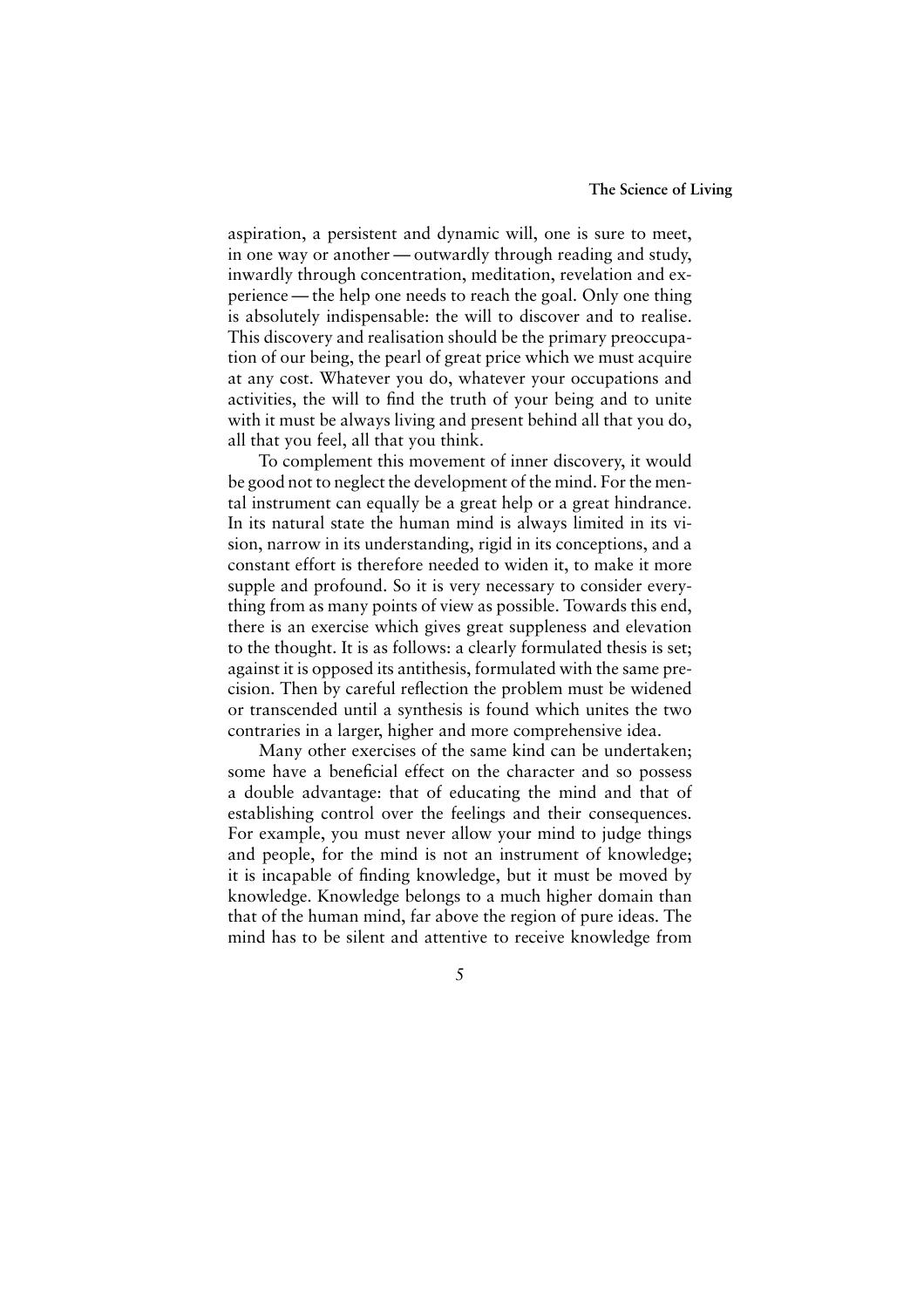aspiration, a persistent and dynamic will, one is sure to meet, in one way or another — outwardly through reading and study, inwardly through concentration, meditation, revelation and experience — the help one needs to reach the goal. Only one thing is absolutely indispensable: the will to discover and to realise. This discovery and realisation should be the primary preoccupation of our being, the pearl of great price which we must acquire at any cost. Whatever you do, whatever your occupations and activities, the will to find the truth of your being and to unite with it must be always living and present behind all that you do, all that you feel, all that you think.

To complement this movement of inner discovery, it would be good not to neglect the development of the mind. For the mental instrument can equally be a great help or a great hindrance. In its natural state the human mind is always limited in its vision, narrow in its understanding, rigid in its conceptions, and a constant effort is therefore needed to widen it, to make it more supple and profound. So it is very necessary to consider everything from as many points of view as possible. Towards this end, there is an exercise which gives great suppleness and elevation to the thought. It is as follows: a clearly formulated thesis is set; against it is opposed its antithesis, formulated with the same precision. Then by careful reflection the problem must be widened or transcended until a synthesis is found which unites the two contraries in a larger, higher and more comprehensive idea.

Many other exercises of the same kind can be undertaken; some have a beneficial effect on the character and so possess a double advantage: that of educating the mind and that of establishing control over the feelings and their consequences. For example, you must never allow your mind to judge things and people, for the mind is not an instrument of knowledge; it is incapable of finding knowledge, but it must be moved by knowledge. Knowledge belongs to a much higher domain than that of the human mind, far above the region of pure ideas. The mind has to be silent and attentive to receive knowledge from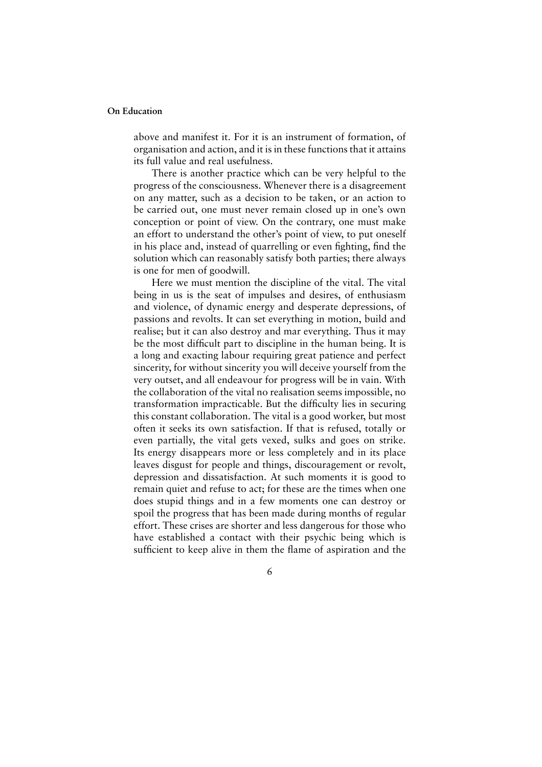above and manifest it. For it is an instrument of formation, of organisation and action, and it is in these functions that it attains its full value and real usefulness.

There is another practice which can be very helpful to the progress of the consciousness. Whenever there is a disagreement on any matter, such as a decision to be taken, or an action to be carried out, one must never remain closed up in one's own conception or point of view. On the contrary, one must make an effort to understand the other's point of view, to put oneself in his place and, instead of quarrelling or even fighting, find the solution which can reasonably satisfy both parties; there always is one for men of goodwill.

Here we must mention the discipline of the vital. The vital being in us is the seat of impulses and desires, of enthusiasm and violence, of dynamic energy and desperate depressions, of passions and revolts. It can set everything in motion, build and realise; but it can also destroy and mar everything. Thus it may be the most difficult part to discipline in the human being. It is a long and exacting labour requiring great patience and perfect sincerity, for without sincerity you will deceive yourself from the very outset, and all endeavour for progress will be in vain. With the collaboration of the vital no realisation seems impossible, no transformation impracticable. But the difficulty lies in securing this constant collaboration. The vital is a good worker, but most often it seeks its own satisfaction. If that is refused, totally or even partially, the vital gets vexed, sulks and goes on strike. Its energy disappears more or less completely and in its place leaves disgust for people and things, discouragement or revolt, depression and dissatisfaction. At such moments it is good to remain quiet and refuse to act; for these are the times when one does stupid things and in a few moments one can destroy or spoil the progress that has been made during months of regular effort. These crises are shorter and less dangerous for those who have established a contact with their psychic being which is sufficient to keep alive in them the flame of aspiration and the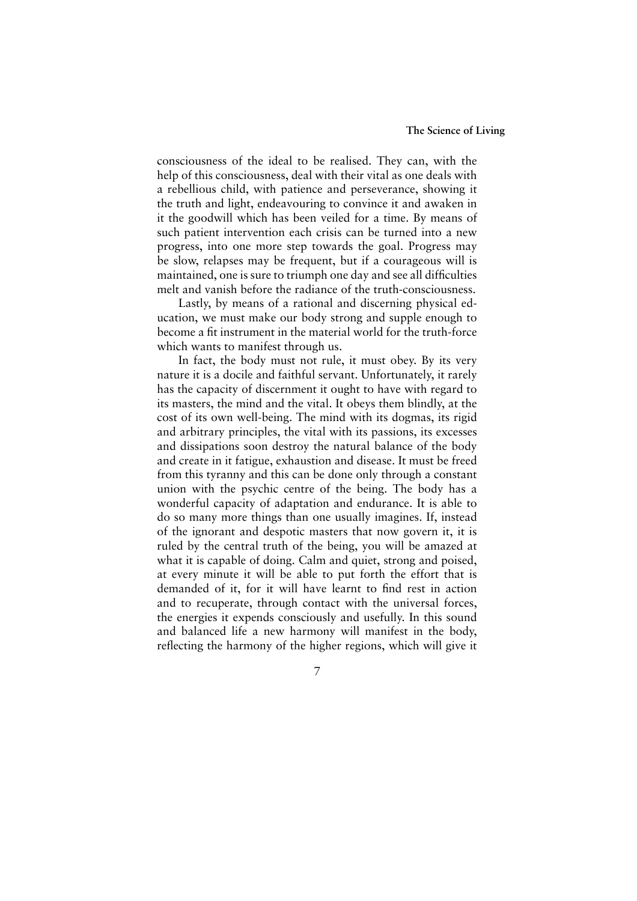consciousness of the ideal to be realised. They can, with the help of this consciousness, deal with their vital as one deals with a rebellious child, with patience and perseverance, showing it the truth and light, endeavouring to convince it and awaken in it the goodwill which has been veiled for a time. By means of such patient intervention each crisis can be turned into a new progress, into one more step towards the goal. Progress may be slow, relapses may be frequent, but if a courageous will is maintained, one is sure to triumph one day and see all difficulties melt and vanish before the radiance of the truth-consciousness.

Lastly, by means of a rational and discerning physical education, we must make our body strong and supple enough to become a fit instrument in the material world for the truth-force which wants to manifest through us.

In fact, the body must not rule, it must obey. By its very nature it is a docile and faithful servant. Unfortunately, it rarely has the capacity of discernment it ought to have with regard to its masters, the mind and the vital. It obeys them blindly, at the cost of its own well-being. The mind with its dogmas, its rigid and arbitrary principles, the vital with its passions, its excesses and dissipations soon destroy the natural balance of the body and create in it fatigue, exhaustion and disease. It must be freed from this tyranny and this can be done only through a constant union with the psychic centre of the being. The body has a wonderful capacity of adaptation and endurance. It is able to do so many more things than one usually imagines. If, instead of the ignorant and despotic masters that now govern it, it is ruled by the central truth of the being, you will be amazed at what it is capable of doing. Calm and quiet, strong and poised, at every minute it will be able to put forth the effort that is demanded of it, for it will have learnt to find rest in action and to recuperate, through contact with the universal forces, the energies it expends consciously and usefully. In this sound and balanced life a new harmony will manifest in the body, reflecting the harmony of the higher regions, which will give it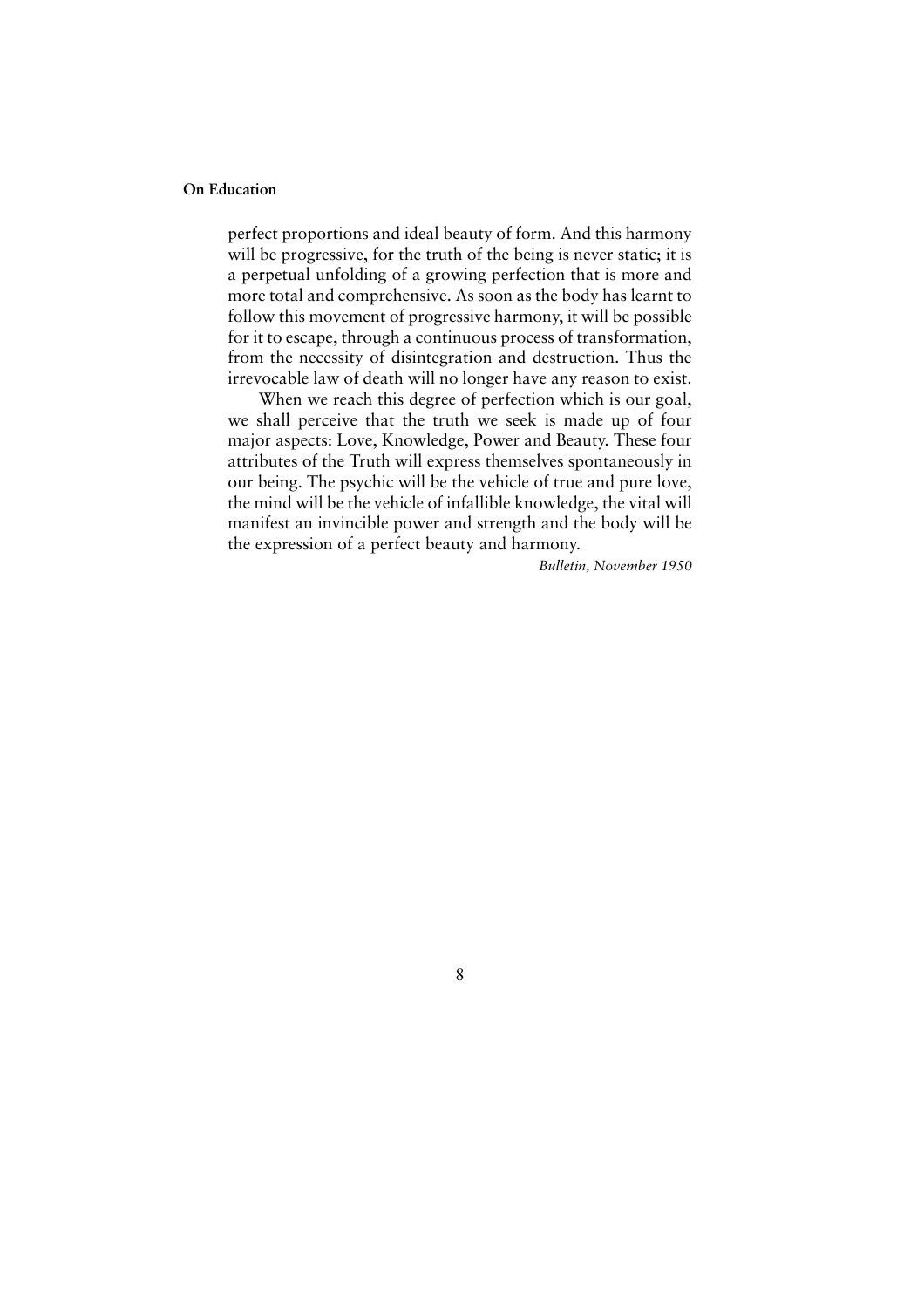perfect proportions and ideal beauty of form. And this harmony will be progressive, for the truth of the being is never static; it is a perpetual unfolding of a growing perfection that is more and more total and comprehensive. As soon as the body has learnt to follow this movement of progressive harmony, it will be possible for it to escape, through a continuous process of transformation, from the necessity of disintegration and destruction. Thus the irrevocable law of death will no longer have any reason to exist.

When we reach this degree of perfection which is our goal, we shall perceive that the truth we seek is made up of four major aspects: Love, Knowledge, Power and Beauty. These four attributes of the Truth will express themselves spontaneously in our being. The psychic will be the vehicle of true and pure love, the mind will be the vehicle of infallible knowledge, the vital will manifest an invincible power and strength and the body will be the expression of a perfect beauty and harmony.

*Bulletin, November 1950*